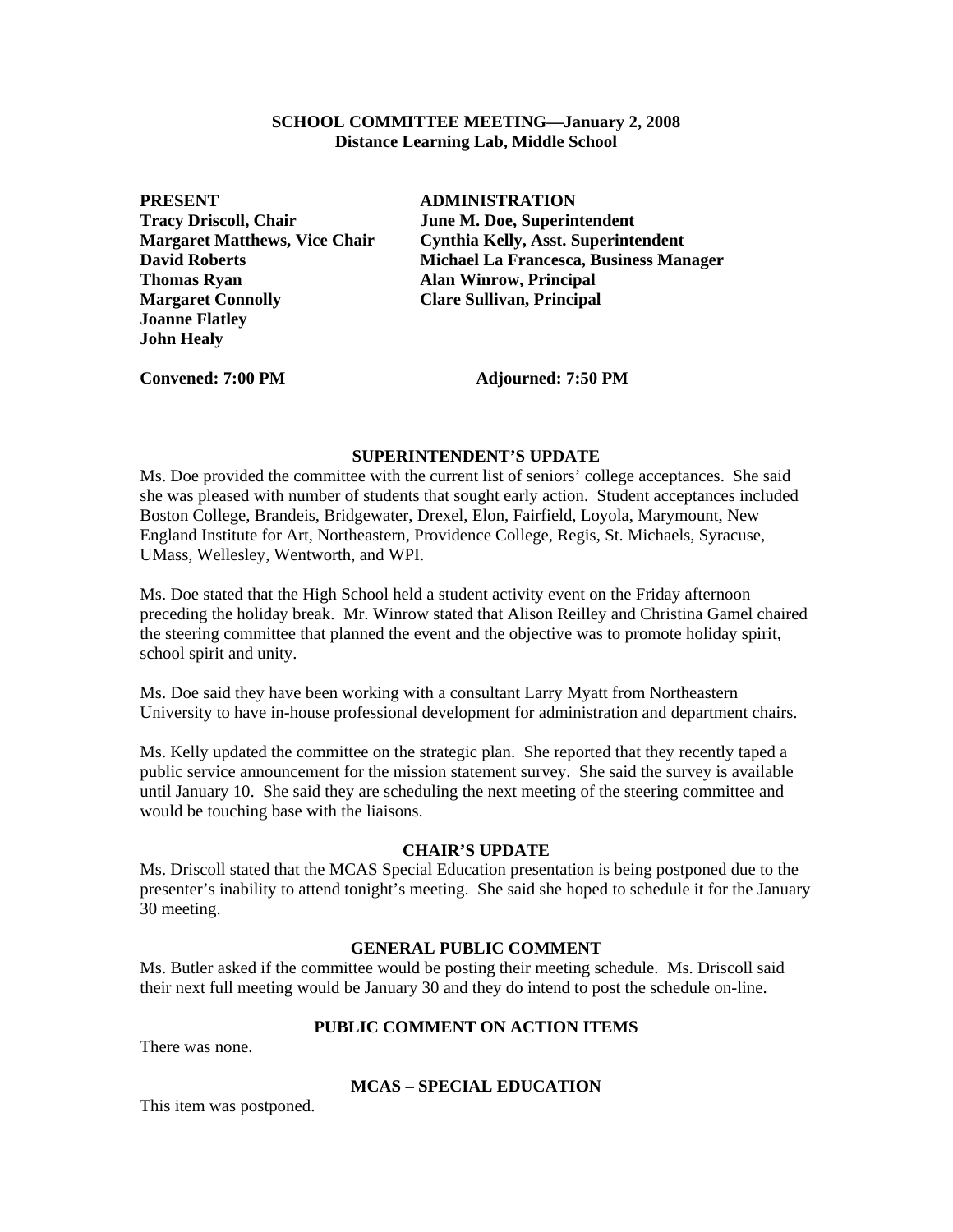# SCHOOL COMMITTEE MEETING—January 2, 2008
## Distance Learning Lab, Middle School

| PRESENT | ADMINISTRATION |
|---|---|
| **Tracy Driscoll, Chair** | **June M. Doe, Superintendent** |
| **Margaret Matthews, Vice Chair** | **Cynthia Kelly, Asst. Superintendent** |
| **David Roberts** | **Michael La Francesca, Business Manager** |
| **Thomas Ryan** | **Alan Winrow, Principal** |
| **Margaret Connolly** | **Clare Sullivan, Principal** |
| **Joanne Flatley** | |
| **John Healy** | |

**Convened: 7:00 PM** **Adjourned: 7:50 PM**

### SUPERINTENDENT'S UPDATE

Ms. Doe provided the committee with the current list of seniors' college acceptances. She said she was pleased with number of students that sought early action. Student acceptances included Boston College, Brandeis, Bridgewater, Drexel, Elon, Fairfield, Loyola, Marymount, New England Institute for Art, Northeastern, Providence College, Regis, St. Michaels, Syracuse, UMass, Wellesley, Wentworth, and WPI.

Ms. Doe stated that the High School held a student activity event on the Friday afternoon preceding the holiday break. Mr. Winrow stated that Alison Reilley and Christina Gamel chaired the steering committee that planned the event and the objective was to promote holiday spirit, school spirit and unity.

Ms. Doe said they have been working with a consultant Larry Myatt from Northeastern University to have in-house professional development for administration and department chairs.

Ms. Kelly updated the committee on the strategic plan. She reported that they recently taped a public service announcement for the mission statement survey. She said the survey is available until January 10. She said they are scheduling the next meeting of the steering committee and would be touching base with the liaisons.

### CHAIR'S UPDATE

Ms. Driscoll stated that the MCAS Special Education presentation is being postponed due to the presenter's inability to attend tonight's meeting. She said she hoped to schedule it for the January 30 meeting.

### GENERAL PUBLIC COMMENT

Ms. Butler asked if the committee would be posting their meeting schedule. Ms. Driscoll said their next full meeting would be January 30 and they do intend to post the schedule on-line.

### PUBLIC COMMENT ON ACTION ITEMS

There was none.

### MCAS – SPECIAL EDUCATION

This item was postponed.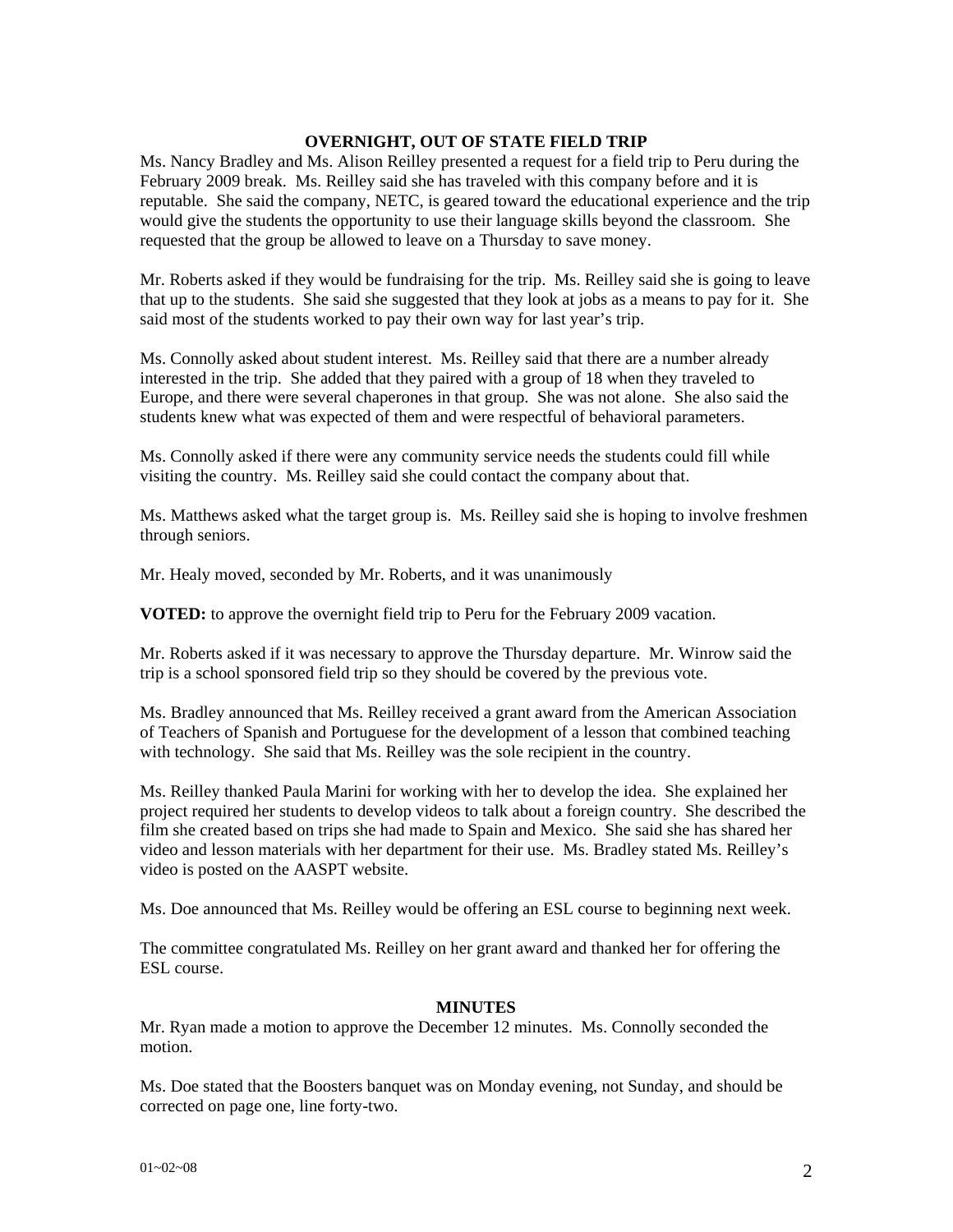## OVERNIGHT, OUT OF STATE FIELD TRIP

Ms. Nancy Bradley and Ms. Alison Reilley presented a request for a field trip to Peru during the February 2009 break. Ms. Reilley said she has traveled with this company before and it is reputable. She said the company, NETC, is geared toward the educational experience and the trip would give the students the opportunity to use their language skills beyond the classroom. She requested that the group be allowed to leave on a Thursday to save money.

Mr. Roberts asked if they would be fundraising for the trip. Ms. Reilley said she is going to leave that up to the students. She said she suggested that they look at jobs as a means to pay for it. She said most of the students worked to pay their own way for last year's trip.

Ms. Connolly asked about student interest. Ms. Reilley said that there are a number already interested in the trip. She added that they paired with a group of 18 when they traveled to Europe, and there were several chaperones in that group. She was not alone. She also said the students knew what was expected of them and were respectful of behavioral parameters.

Ms. Connolly asked if there were any community service needs the students could fill while visiting the country. Ms. Reilley said she could contact the company about that.

Ms. Matthews asked what the target group is. Ms. Reilley said she is hoping to involve freshmen through seniors.

Mr. Healy moved, seconded by Mr. Roberts, and it was unanimously

**VOTED:** to approve the overnight field trip to Peru for the February 2009 vacation.

Mr. Roberts asked if it was necessary to approve the Thursday departure. Mr. Winrow said the trip is a school sponsored field trip so they should be covered by the previous vote.

Ms. Bradley announced that Ms. Reilley received a grant award from the American Association of Teachers of Spanish and Portuguese for the development of a lesson that combined teaching with technology. She said that Ms. Reilley was the sole recipient in the country.

Ms. Reilley thanked Paula Marini for working with her to develop the idea. She explained her project required her students to develop videos to talk about a foreign country. She described the film she created based on trips she had made to Spain and Mexico. She said she has shared her video and lesson materials with her department for their use. Ms. Bradley stated Ms. Reilley's video is posted on the AASPT website.

Ms. Doe announced that Ms. Reilley would be offering an ESL course to beginning next week.

The committee congratulated Ms. Reilley on her grant award and thanked her for offering the ESL course.

## MINUTES

Mr. Ryan made a motion to approve the December 12 minutes. Ms. Connolly seconded the motion.

Ms. Doe stated that the Boosters banquet was on Monday evening, not Sunday, and should be corrected on page one, line forty-two.

01~02~08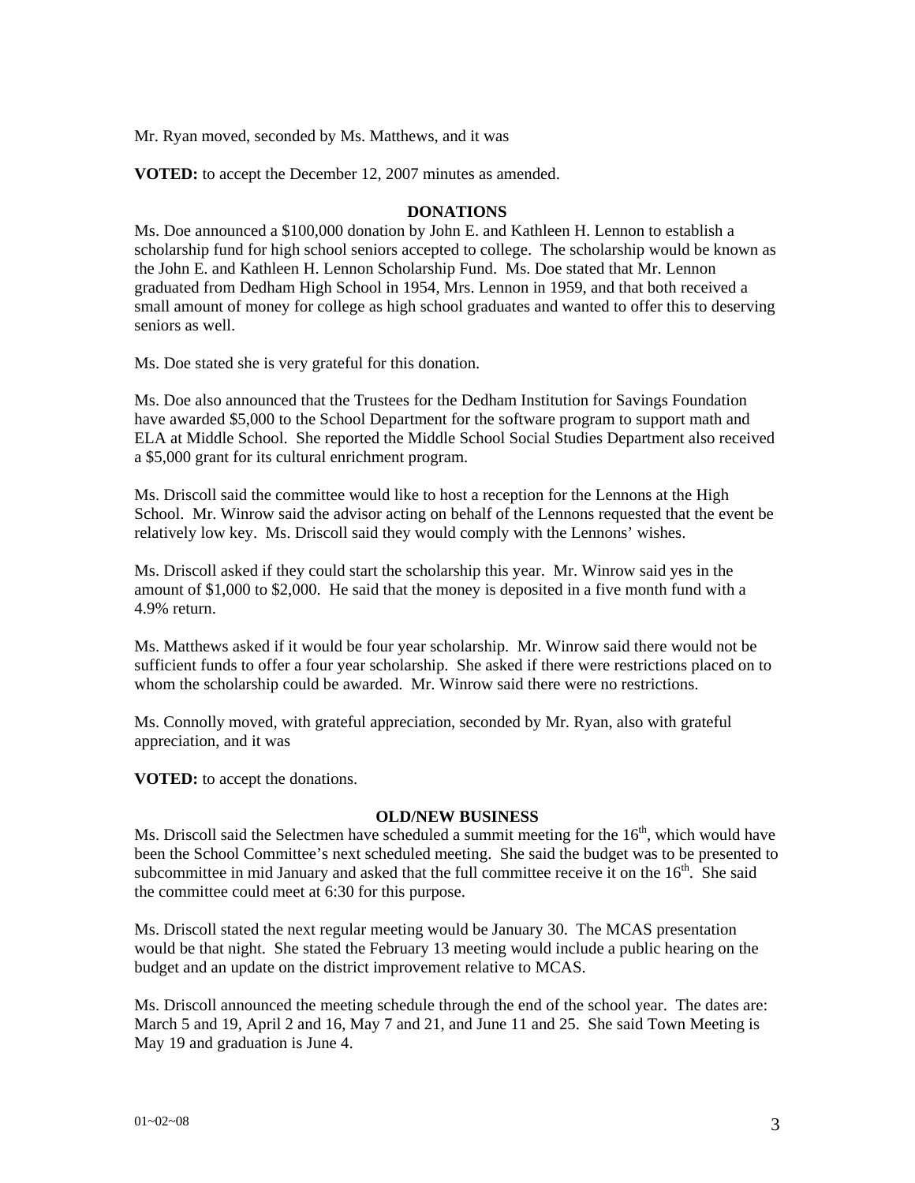Mr. Ryan moved, seconded by Ms. Matthews, and it was

**VOTED:** to accept the December 12, 2007 minutes as amended.

## DONATIONS

Ms. Doe announced a $100,000 donation by John E. and Kathleen H. Lennon to establish a scholarship fund for high school seniors accepted to college. The scholarship would be known as the John E. and Kathleen H. Lennon Scholarship Fund. Ms. Doe stated that Mr. Lennon graduated from Dedham High School in 1954, Mrs. Lennon in 1959, and that both received a small amount of money for college as high school graduates and wanted to offer this to deserving seniors as well.

Ms. Doe stated she is very grateful for this donation.

Ms. Doe also announced that the Trustees for the Dedham Institution for Savings Foundation have awarded $5,000 to the School Department for the software program to support math and ELA at Middle School. She reported the Middle School Social Studies Department also received a $5,000 grant for its cultural enrichment program.

Ms. Driscoll said the committee would like to host a reception for the Lennons at the High School. Mr. Winrow said the advisor acting on behalf of the Lennons requested that the event be relatively low key. Ms. Driscoll said they would comply with the Lennons' wishes.

Ms. Driscoll asked if they could start the scholarship this year. Mr. Winrow said yes in the amount of $1,000 to $2,000. He said that the money is deposited in a five month fund with a 4.9% return.

Ms. Matthews asked if it would be four year scholarship. Mr. Winrow said there would not be sufficient funds to offer a four year scholarship. She asked if there were restrictions placed on to whom the scholarship could be awarded. Mr. Winrow said there were no restrictions.

Ms. Connolly moved, with grateful appreciation, seconded by Mr. Ryan, also with grateful appreciation, and it was

**VOTED:** to accept the donations.

## OLD/NEW BUSINESS

Ms. Driscoll said the Selectmen have scheduled a summit meeting for the 16th, which would have been the School Committee's next scheduled meeting. She said the budget was to be presented to subcommittee in mid January and asked that the full committee receive it on the 16th. She said the committee could meet at 6:30 for this purpose.

Ms. Driscoll stated the next regular meeting would be January 30. The MCAS presentation would be that night. She stated the February 13 meeting would include a public hearing on the budget and an update on the district improvement relative to MCAS.

Ms. Driscoll announced the meeting schedule through the end of the school year. The dates are: March 5 and 19, April 2 and 16, May 7 and 21, and June 11 and 25. She said Town Meeting is May 19 and graduation is June 4.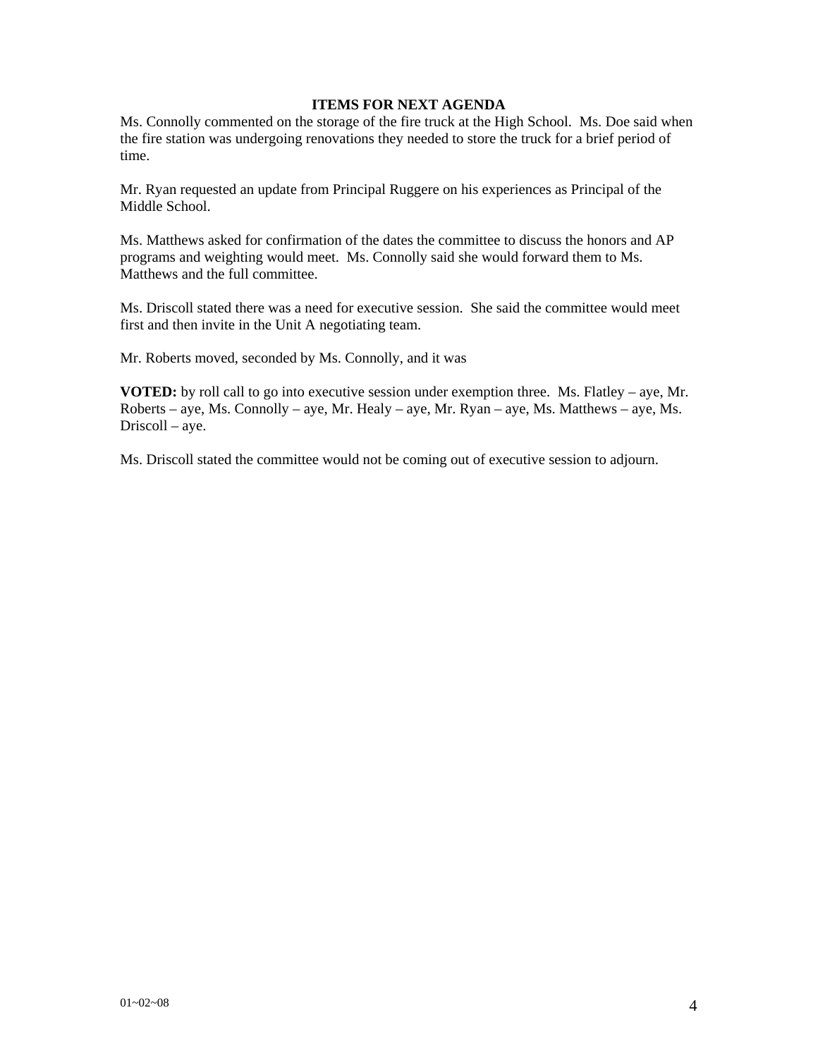## ITEMS FOR NEXT AGENDA

Ms. Connolly commented on the storage of the fire truck at the High School. Ms. Doe said when the fire station was undergoing renovations they needed to store the truck for a brief period of time.

Mr. Ryan requested an update from Principal Ruggere on his experiences as Principal of the Middle School.

Ms. Matthews asked for confirmation of the dates the committee to discuss the honors and AP programs and weighting would meet. Ms. Connolly said she would forward them to Ms. Matthews and the full committee.

Ms. Driscoll stated there was a need for executive session. She said the committee would meet first and then invite in the Unit A negotiating team.

Mr. Roberts moved, seconded by Ms. Connolly, and it was

**VOTED:** by roll call to go into executive session under exemption three. Ms. Flatley – aye, Mr. Roberts – aye, Ms. Connolly – aye, Mr. Healy – aye, Mr. Ryan – aye, Ms. Matthews – aye, Ms. Driscoll – aye.

Ms. Driscoll stated the committee would not be coming out of executive session to adjourn.